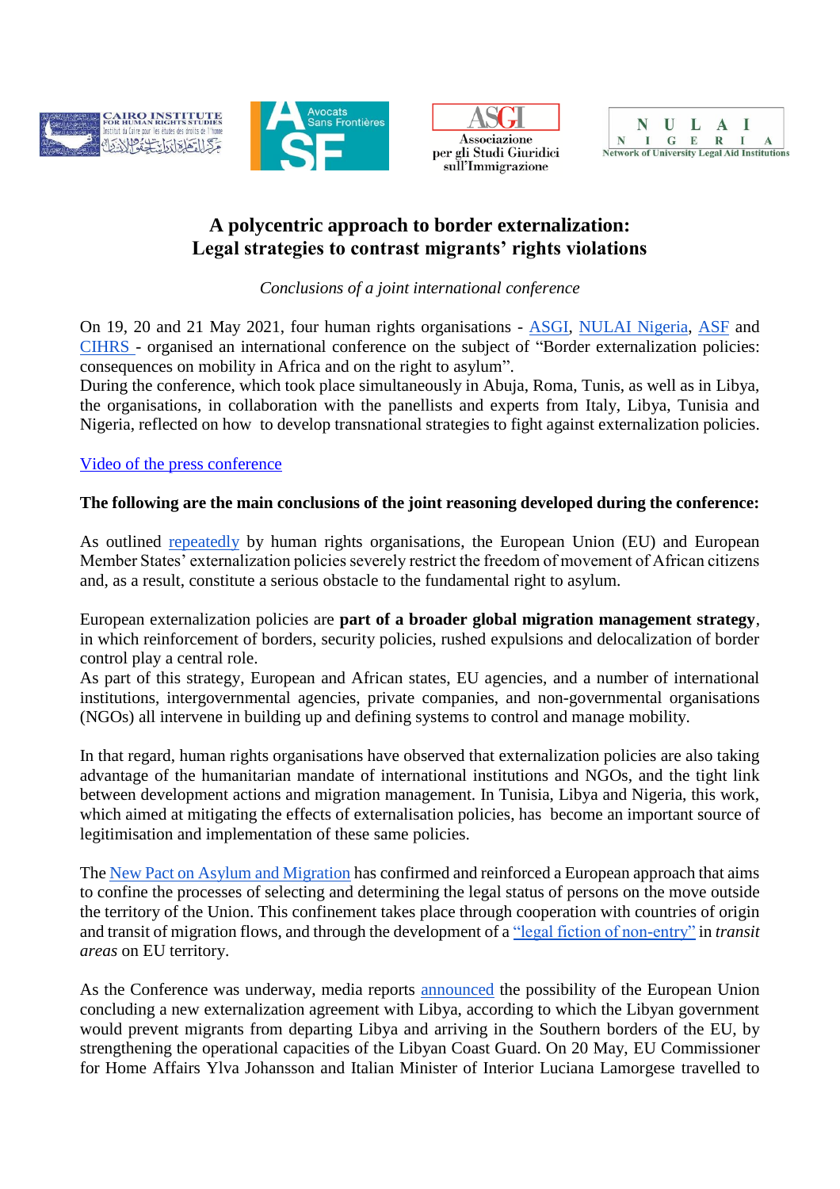# A polycentric approach to border externalization: Legal strategies to contrast migrants' rights violations

*Conclusions of a joint international conference*

On 19, 20 and 21 May 2021, four human rights organisations - ASGI, NULAI Nigeria, ASF and CIHRS - organised an international conference on the subject of "Border externalization policies: consequences on mobility in Africa and on the right to asylum".
During the conference, which took place simultaneously in Abuja, Roma, Tunis, as well as in Libya, the organisations, in collaboration with the panellists and experts from Italy, Libya, Tunisia and Nigeria, reflected on how to develop transnational strategies to fight against externalization policies.

Video of the press conference

**The following are the main conclusions of the joint reasoning developed during the conference:**

As outlined repeatedly by human rights organisations, the European Union (EU) and European Member States' externalization policies severely restrict the freedom of movement of African citizens and, as a result, constitute a serious obstacle to the fundamental right to asylum.

European externalization policies are **part of a broader global migration management strategy**, in which reinforcement of borders, security policies, rushed expulsions and delocalization of border control play a central role.
As part of this strategy, European and African states, EU agencies, and a number of international institutions, intergovernmental agencies, private companies, and non-governmental organisations (NGOs) all intervene in building up and defining systems to control and manage mobility.

In that regard, human rights organisations have observed that externalization policies are also taking advantage of the humanitarian mandate of international institutions and NGOs, and the tight link between development actions and migration management. In Tunisia, Libya and Nigeria, this work, which aimed at mitigating the effects of externalisation policies, has become an important source of legitimisation and implementation of these same policies.

The New Pact on Asylum and Migration has confirmed and reinforced a European approach that aims to confine the processes of selecting and determining the legal status of persons on the move outside the territory of the Union. This confinement takes place through cooperation with countries of origin and transit of migration flows, and through the development of a "legal fiction of non-entry" in *transit areas* on EU territory.

As the Conference was underway, media reports announced the possibility of the European Union concluding a new externalization agreement with Libya, according to which the Libyan government would prevent migrants from departing Libya and arriving in the Southern borders of the EU, by strengthening the operational capacities of the Libyan Coast Guard. On 20 May, EU Commissioner for Home Affairs Ylva Johansson and Italian Minister of Interior Luciana Lamorgese travelled to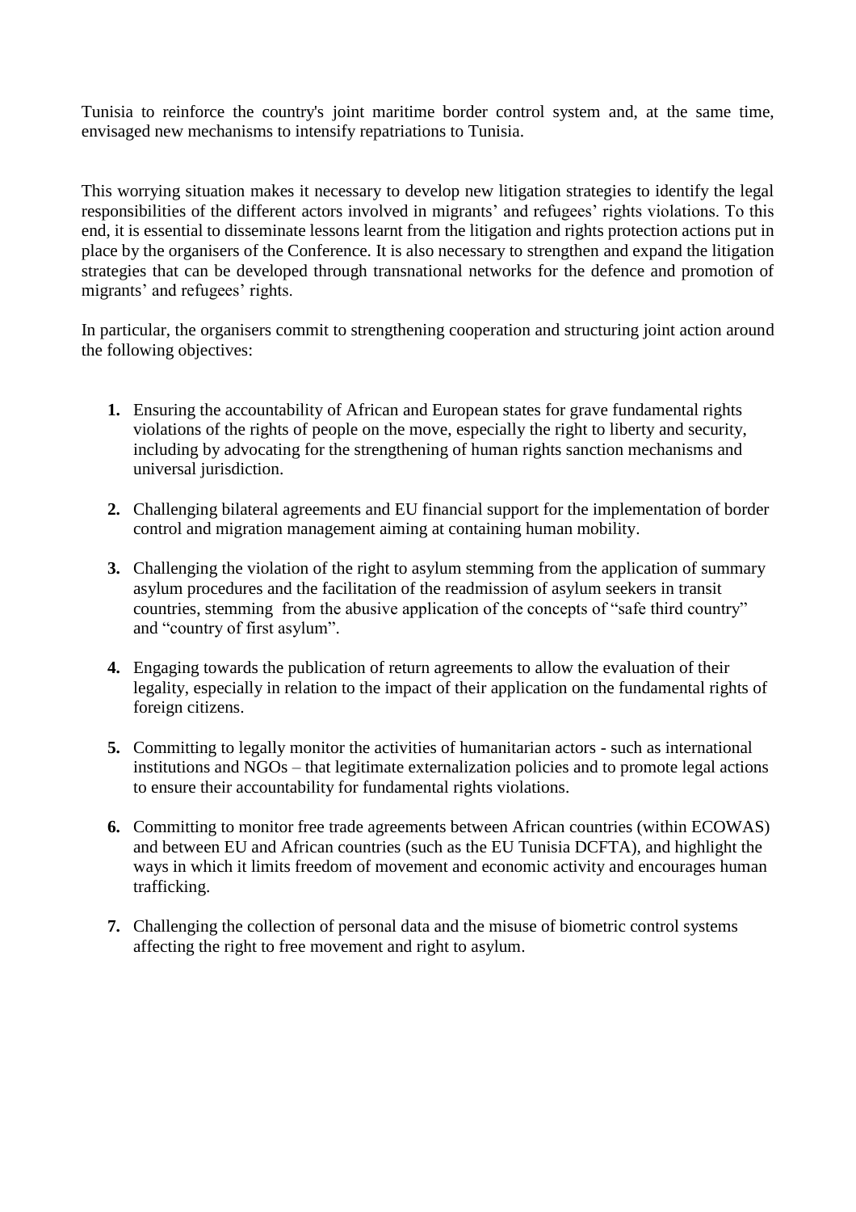Tunisia to reinforce the country's joint maritime border control system and, at the same time, envisaged new mechanisms to intensify repatriations to Tunisia.

This worrying situation makes it necessary to develop new litigation strategies to identify the legal responsibilities of the different actors involved in migrants' and refugees' rights violations. To this end, it is essential to disseminate lessons learnt from the litigation and rights protection actions put in place by the organisers of the Conference. It is also necessary to strengthen and expand the litigation strategies that can be developed through transnational networks for the defence and promotion of migrants' and refugees' rights.

In particular, the organisers commit to strengthening cooperation and structuring joint action around the following objectives:

1. Ensuring the accountability of African and European states for grave fundamental rights violations of the rights of people on the move, especially the right to liberty and security, including by advocating for the strengthening of human rights sanction mechanisms and universal jurisdiction.

2. Challenging bilateral agreements and EU financial support for the implementation of border control and migration management aiming at containing human mobility.

3. Challenging the violation of the right to asylum stemming from the application of summary asylum procedures and the facilitation of the readmission of asylum seekers in transit countries, stemming from the abusive application of the concepts of "safe third country" and "country of first asylum".

4. Engaging towards the publication of return agreements to allow the evaluation of their legality, especially in relation to the impact of their application on the fundamental rights of foreign citizens.

5. Committing to legally monitor the activities of humanitarian actors - such as international institutions and NGOs – that legitimate externalization policies and to promote legal actions to ensure their accountability for fundamental rights violations.

6. Committing to monitor free trade agreements between African countries (within ECOWAS) and between EU and African countries (such as the EU Tunisia DCFTA), and highlight the ways in which it limits freedom of movement and economic activity and encourages human trafficking.

7. Challenging the collection of personal data and the misuse of biometric control systems affecting the right to free movement and right to asylum.